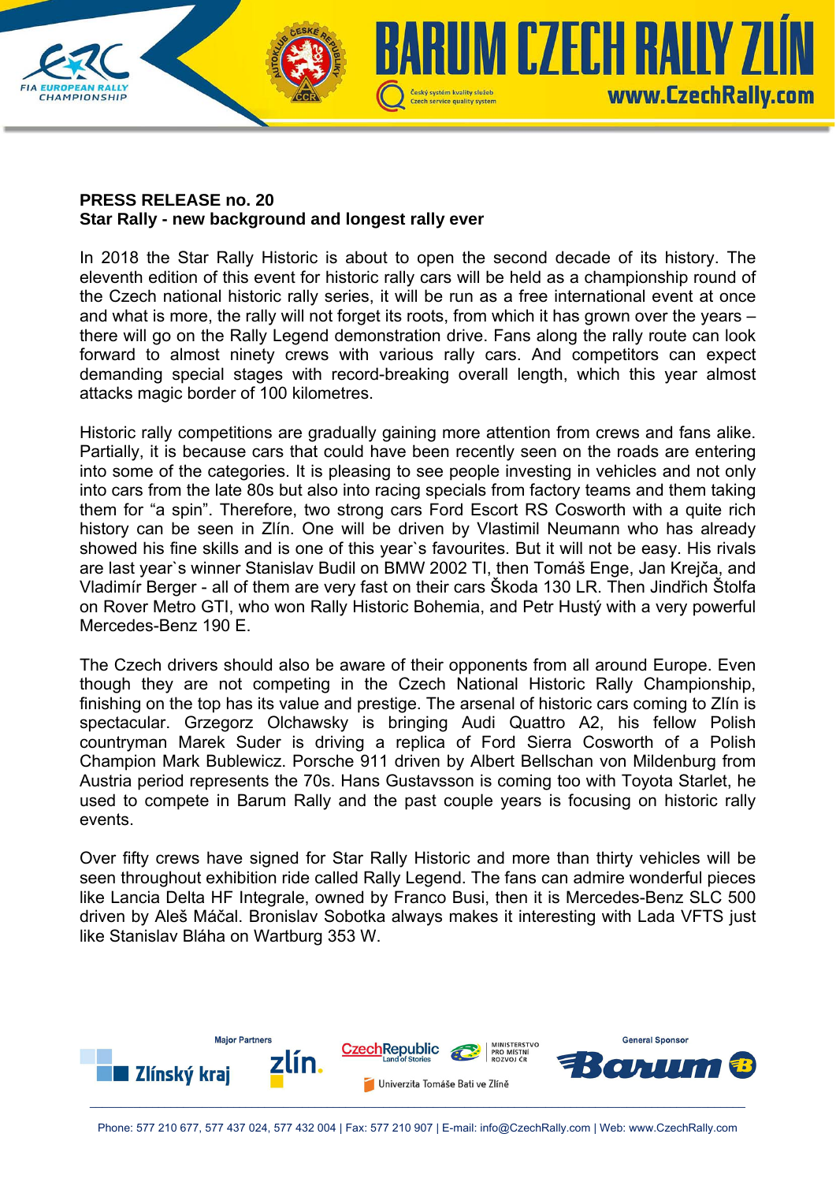**PRESS RELEASE no. 20**
**Star Rally - new background and longest rally ever**

In 2018 the Star Rally Historic is about to open the second decade of its history. The eleventh edition of this event for historic rally cars will be held as a championship round of the Czech national historic rally series, it will be run as a free international event at once and what is more, the rally will not forget its roots, from which it has grown over the years – there will go on the Rally Legend demonstration drive. Fans along the rally route can look forward to almost ninety crews with various rally cars. And competitors can expect demanding special stages with record-breaking overall length, which this year almost attacks magic border of 100 kilometres.

Historic rally competitions are gradually gaining more attention from crews and fans alike. Partially, it is because cars that could have been recently seen on the roads are entering into some of the categories. It is pleasing to see people investing in vehicles and not only into cars from the late 80s but also into racing specials from factory teams and them taking them for "a spin". Therefore, two strong cars Ford Escort RS Cosworth with a quite rich history can be seen in Zlín. One will be driven by Vlastimil Neumann who has already showed his fine skills and is one of this year`s favourites. But it will not be easy. His rivals are last year`s winner Stanislav Budil on BMW 2002 TI, then Tomáš Enge, Jan Krejča, and Vladimír Berger - all of them are very fast on their cars Škoda 130 LR. Then Jindřich Štolfa on Rover Metro GTI, who won Rally Historic Bohemia, and Petr Hustý with a very powerful Mercedes-Benz 190 E.

The Czech drivers should also be aware of their opponents from all around Europe. Even though they are not competing in the Czech National Historic Rally Championship, finishing on the top has its value and prestige. The arsenal of historic cars coming to Zlín is spectacular. Grzegorz Olchawsky is bringing Audi Quattro A2, his fellow Polish countryman Marek Suder is driving a replica of Ford Sierra Cosworth of a Polish Champion Mark Bublewicz. Porsche 911 driven by Albert Bellschan von Mildenburg from Austria period represents the 70s. Hans Gustavsson is coming too with Toyota Starlet, he used to compete in Barum Rally and the past couple years is focusing on historic rally events.

Over fifty crews have signed for Star Rally Historic and more than thirty vehicles will be seen throughout exhibition ride called Rally Legend. The fans can admire wonderful pieces like Lancia Delta HF Integrale, owned by Franco Busi, then it is Mercedes-Benz SLC 500 driven by Aleš Máčal. Bronislav Sobotka always makes it interesting with Lada VFTS just like Stanislav Bláha on Wartburg 353 W.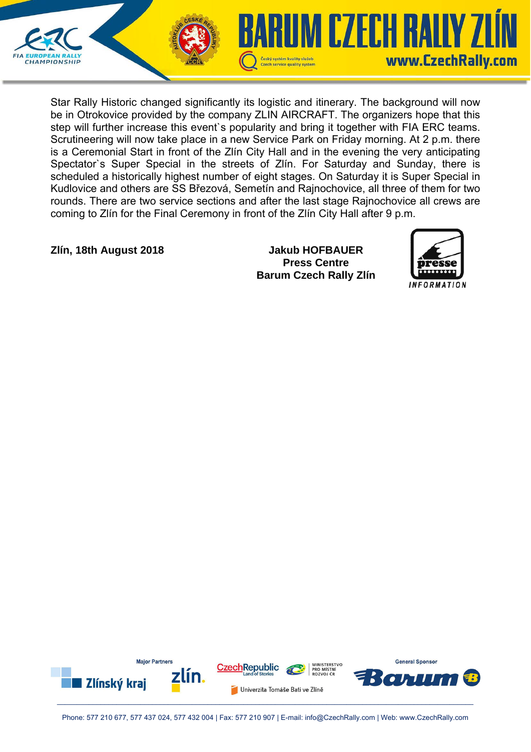Star Rally Historic changed significantly its logistic and itinerary. The background will now be in Otrokovice provided by the company ZLIN AIRCRAFT. The organizers hope that this step will further increase this event`s popularity and bring it together with FIA ERC teams. Scrutineering will now take place in a new Service Park on Friday morning. At 2 p.m. there is a Ceremonial Start in front of the Zlín City Hall and in the evening the very anticipating Spectator`s Super Special in the streets of Zlín. For Saturday and Sunday, there is scheduled a historically highest number of eight stages. On Saturday it is Super Special in Kudlovice and others are SS Březová, Semetín and Rajnochovice, all three of them for two rounds. There are two service sections and after the last stage Rajnochovice all crews are coming to Zlín for the Final Ceremony in front of the Zlín City Hall after 9 p.m.

**Zlín, 18th August 2018**

**Jakub HOFBAUER**
**Press Centre**
**Barum Czech Rally Zlín**